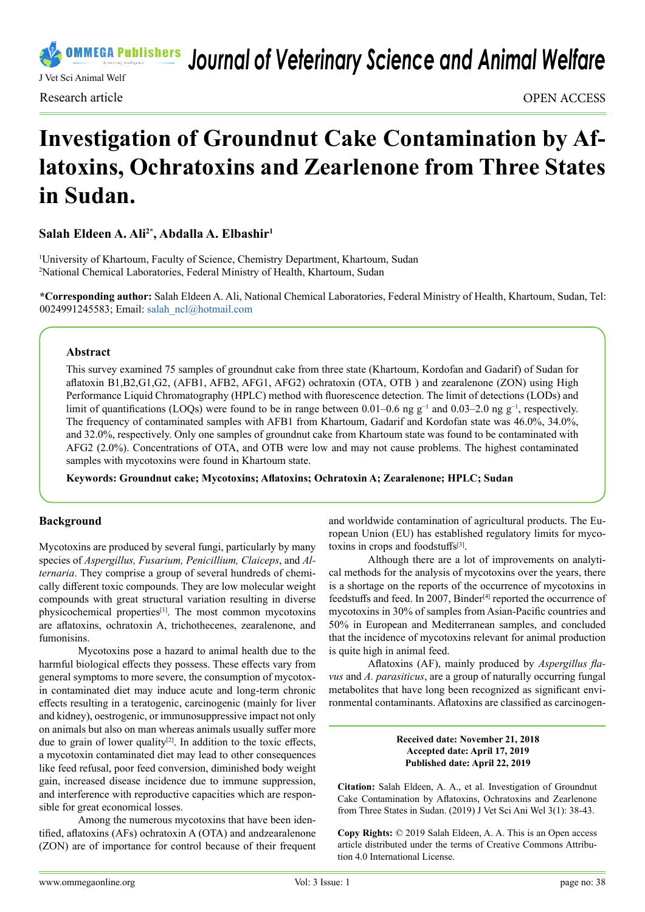# Investigation of Groundnut Cake Contamination by Aflatoxins, Ochratoxins and Zearlenone from Three States in Sudan.

**Salah Eldeen A. Ali[2*], Abdalla A. Elbashir[1]**

[1]University of Khartoum, Faculty of Science, Chemistry Department, Khartoum, Sudan
[2]National Chemical Laboratories, Federal Ministry of Health, Khartoum, Sudan

***Corresponding author:** Salah Eldeen A. Ali, National Chemical Laboratories, Federal Ministry of Health, Khartoum, Sudan, Tel: 0024991245583; Email: salah_ncl@hotmail.com

### Abstract

This survey examined 75 samples of groundnut cake from three state (Khartoum, Kordofan and Gadarif) of Sudan for aflatoxin B1,B2,G1,G2, (AFB1, AFB2, AFG1, AFG2) ochratoxin (OTA, OTB ) and zearalenone (ZON) using High Performance Liquid Chromatography (HPLC) method with fluorescence detection. The limit of detections (LODs) and limit of quantifications (LOQs) were found to be in range between 0.01–0.6 ng $g^{-1}$ and 0.03–2.0 ng $g^{-1}$, respectively. The frequency of contaminated samples with AFB1 from Khartoum, Gadarif and Kordofan state was 46.0%, 34.0%, and 32.0%, respectively. Only one samples of groundnut cake from Khartoum state was found to be contaminated with AFG2 (2.0%). Concentrations of OTA, and OTB were low and may not cause problems. The highest contaminated samples with mycotoxins were found in Khartoum state.

**Keywords: Groundnut cake; Mycotoxins; Aflatoxins; Ochratoxin A; Zearalenone; HPLC; Sudan**

## Background

Mycotoxins are produced by several fungi, particularly by many species of *Aspergillus, Fusarium, Penicillium, Claiceps*, and *Alternaria*. They comprise a group of several hundreds of chemically different toxic compounds. They are low molecular weight compounds with great structural variation resulting in diverse physicochemical properties[1]. The most common mycotoxins are aflatoxins, ochratoxin A, trichothecenes, zearalenone, and fumonisins.

Mycotoxins pose a hazard to animal health due to the harmful biological effects they possess. These effects vary from general symptoms to more severe, the consumption of mycotoxin contaminated diet may induce acute and long-term chronic effects resulting in a teratogenic, carcinogenic (mainly for liver and kidney), oestrogenic, or immunosuppressive impact not only on animals but also on man whereas animals usually suffer more due to grain of lower quality[2]. In addition to the toxic effects, a mycotoxin contaminated diet may lead to other consequences like feed refusal, poor feed conversion, diminished body weight gain, increased disease incidence due to immune suppression, and interference with reproductive capacities which are responsible for great economical losses.

Among the numerous mycotoxins that have been identified, aflatoxins (AFs) ochratoxin A (OTA) and andzearalenone (ZON) are of importance for control because of their frequent and worldwide contamination of agricultural products. The European Union (EU) has established regulatory limits for mycotoxins in crops and foodstuffs[3].

Although there are a lot of improvements on analytical methods for the analysis of mycotoxins over the years, there is a shortage on the reports of the occurrence of mycotoxins in feedstuffs and feed. In 2007, Binder[4] reported the occurrence of mycotoxins in 30% of samples from Asian-Pacific countries and 50% in European and Mediterranean samples, and concluded that the incidence of mycotoxins relevant for animal production is quite high in animal feed.

Aflatoxins (AF), mainly produced by *Aspergillus flavus* and *A. parasiticus*, are a group of naturally occurring fungal metabolites that have long been recognized as significant environmental contaminants. Aflatoxins are classified as carcinogen-

**Received date: November 21, 2018**
**Accepted date: April 17, 2019**
**Published date: April 22, 2019**

**Citation:** Salah Eldeen, A. A., et al. Investigation of Groundnut Cake Contamination by Aflatoxins, Ochratoxins and Zearlenone from Three States in Sudan. (2019) J Vet Sci Ani Wel 3(1): 38-43.

**Copy Rights:** © 2019 Salah Eldeen, A. A. This is an Open access article distributed under the terms of Creative Commons Attribution 4.0 International License.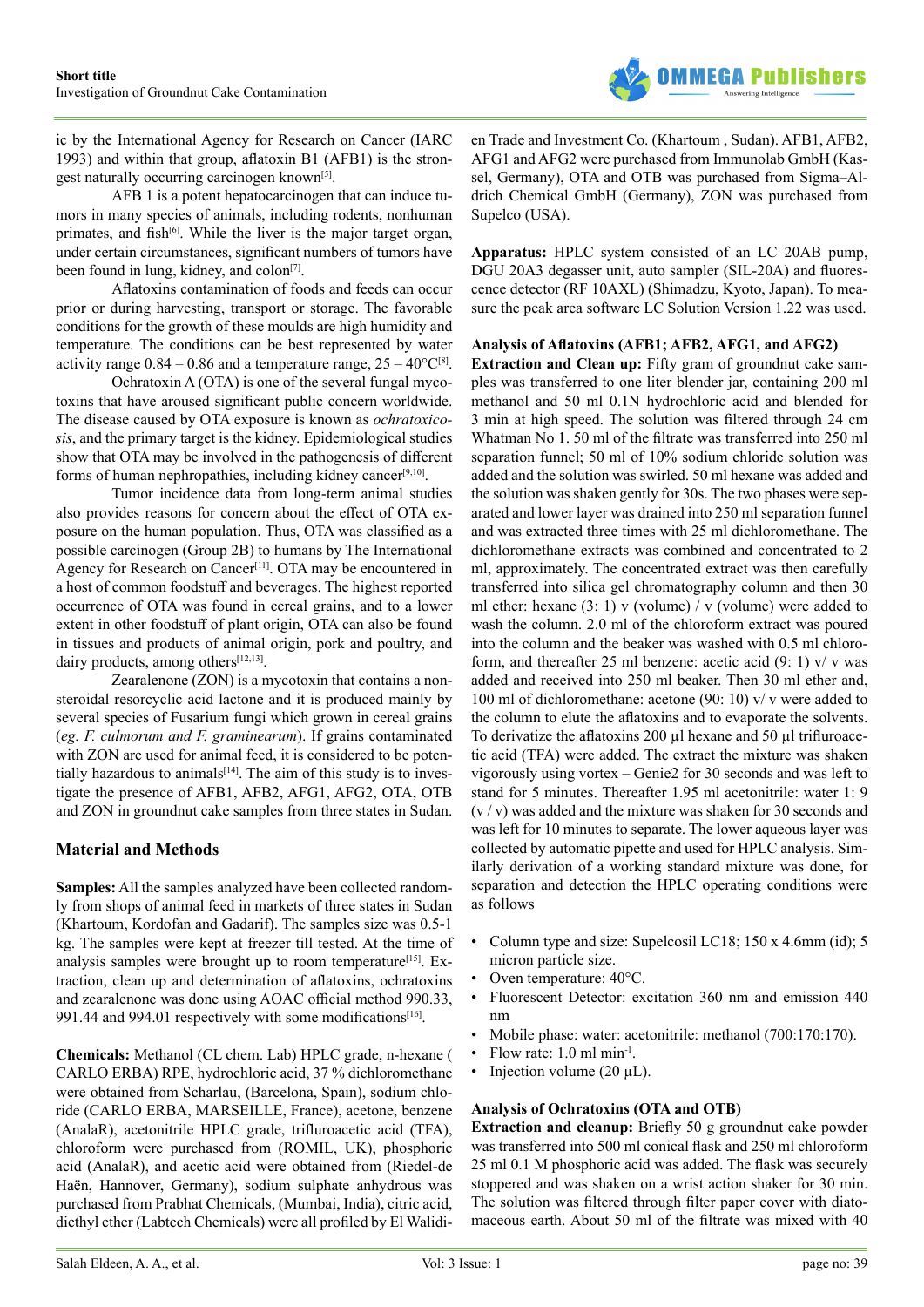ic by the International Agency for Research on Cancer (IARC 1993) and within that group, aflatoxin B1 (AFB1) is the strongest naturally occurring carcinogen known[5].

AFB 1 is a potent hepatocarcinogen that can induce tumors in many species of animals, including rodents, nonhuman primates, and fish[6]. While the liver is the major target organ, under certain circumstances, significant numbers of tumors have been found in lung, kidney, and colon[7].

Aflatoxins contamination of foods and feeds can occur prior or during harvesting, transport or storage. The favorable conditions for the growth of these moulds are high humidity and temperature. The conditions can be best represented by water activity range 0.84 – 0.86 and a temperature range, 25 – 40°C[8].

Ochratoxin A (OTA) is one of the several fungal mycotoxins that have aroused significant public concern worldwide. The disease caused by OTA exposure is known as *ochratoxicosis*, and the primary target is the kidney. Epidemiological studies show that OTA may be involved in the pathogenesis of different forms of human nephropathies, including kidney cancer[9,10].

Tumor incidence data from long-term animal studies also provides reasons for concern about the effect of OTA exposure on the human population. Thus, OTA was classified as a possible carcinogen (Group 2B) to humans by The International Agency for Research on Cancer[11]. OTA may be encountered in a host of common foodstuff and beverages. The highest reported occurrence of OTA was found in cereal grains, and to a lower extent in other foodstuff of plant origin, OTA can also be found in tissues and products of animal origin, pork and poultry, and dairy products, among others[12,13].

Zearalenone (ZON) is a mycotoxin that contains a nonsteroidal resorcyclic acid lactone and it is produced mainly by several species of Fusarium fungi which grown in cereal grains (*eg. F. culmorum and F. graminearum*). If grains contaminated with ZON are used for animal feed, it is considered to be potentially hazardous to animals[14]. The aim of this study is to investigate the presence of AFB1, AFB2, AFG1, AFG2, OTA, OTB and ZON in groundnut cake samples from three states in Sudan.

## Material and Methods

**Samples:** All the samples analyzed have been collected randomly from shops of animal feed in markets of three states in Sudan (Khartoum, Kordofan and Gadarif). The samples size was 0.5-1 kg. The samples were kept at freezer till tested. At the time of analysis samples were brought up to room temperature[15]. Extraction, clean up and determination of aflatoxins, ochratoxins and zearalenone was done using AOAC official method 990.33, 991.44 and 994.01 respectively with some modifications[16].

**Chemicals:** Methanol (CL chem. Lab) HPLC grade, n-hexane ( CARLO ERBA) RPE, hydrochloric acid, 37 % dichloromethane were obtained from Scharlau, (Barcelona, Spain), sodium chloride (CARLO ERBA, MARSEILLE, France), acetone, benzene (AnalaR), acetonitrile HPLC grade, trifluroacetic acid (TFA), chloroform were purchased from (ROMIL, UK), phosphoric acid (AnalaR), and acetic acid were obtained from (Riedel-de Haën, Hannover, Germany), sodium sulphate anhydrous was purchased from Prabhat Chemicals, (Mumbai, India), citric acid, diethyl ether (Labtech Chemicals) were all profiled by El Waliden Trade and Investment Co. (Khartoum , Sudan). AFB1, AFB2, AFG1 and AFG2 were purchased from Immunolab GmbH (Kassel, Germany), OTA and OTB was purchased from Sigma–Aldrich Chemical GmbH (Germany), ZON was purchased from Supelco (USA).

**Apparatus:** HPLC system consisted of an LC 20AB pump, DGU 20A3 degasser unit, auto sampler (SIL-20A) and fluorescence detector (RF 10AXL) (Shimadzu, Kyoto, Japan). To measure the peak area software LC Solution Version 1.22 was used.

### Analysis of Aflatoxins (AFB1; AFB2, AFG1, and AFG2)

**Extraction and Clean up:** Fifty gram of groundnut cake samples was transferred to one liter blender jar, containing 200 ml methanol and 50 ml 0.1N hydrochloric acid and blended for 3 min at high speed. The solution was filtered through 24 cm Whatman No 1. 50 ml of the filtrate was transferred into 250 ml separation funnel; 50 ml of 10% sodium chloride solution was added and the solution was swirled. 50 ml hexane was added and the solution was shaken gently for 30s. The two phases were separated and lower layer was drained into 250 ml separation funnel and was extracted three times with 25 ml dichloromethane. The dichloromethane extracts was combined and concentrated to 2 ml, approximately. The concentrated extract was then carefully transferred into silica gel chromatography column and then 30 ml ether: hexane (3: 1) v (volume) / v (volume) were added to wash the column. 2.0 ml of the chloroform extract was poured into the column and the beaker was washed with 0.5 ml chloroform, and thereafter 25 ml benzene: acetic acid (9: 1) v/ v was added and received into 250 ml beaker. Then 30 ml ether and, 100 ml of dichloromethane: acetone (90: 10) v/ v were added to the column to elute the aflatoxins and to evaporate the solvents. To derivatize the aflatoxins 200 µl hexane and 50 µl trifluroacetic acid (TFA) were added. The extract the mixture was shaken vigorously using vortex – Genie2 for 30 seconds and was left to stand for 5 minutes. Thereafter 1.95 ml acetonitrile: water 1: 9 (v / v) was added and the mixture was shaken for 30 seconds and was left for 10 minutes to separate. The lower aqueous layer was collected by automatic pipette and used for HPLC analysis. Similarly derivation of a working standard mixture was done, for separation and detection the HPLC operating conditions were as follows

- Column type and size: Supelcosil LC18; 150 x 4.6mm (id); 5 micron particle size.
- Oven temperature: 40°C.
- Fluorescent Detector: excitation 360 nm and emission 440 nm
- Mobile phase: water: acetonitrile: methanol (700:170:170).
- Flow rate: 1.0 ml min$^{-1}$.
- Injection volume (20 µL).

### Analysis of Ochratoxins (OTA and OTB)

**Extraction and cleanup:** Briefly 50 g groundnut cake powder was transferred into 500 ml conical flask and 250 ml chloroform 25 ml 0.1 M phosphoric acid was added. The flask was securely stoppered and was shaken on a wrist action shaker for 30 min. The solution was filtered through filter paper cover with diatomaceous earth. About 50 ml of the filtrate was mixed with 40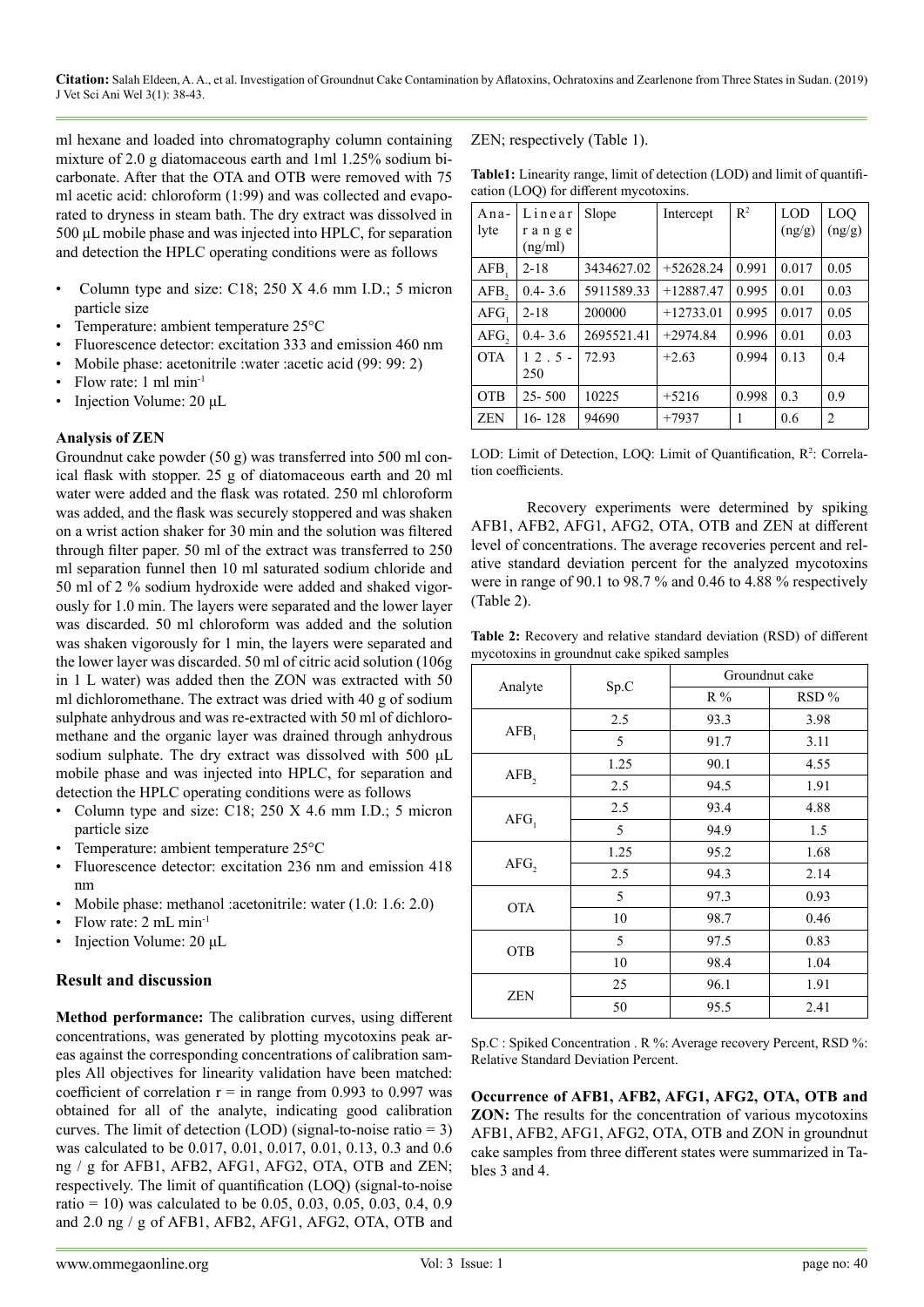ml hexane and loaded into chromatography column containing mixture of 2.0 g diatomaceous earth and 1ml 1.25% sodium bicarbonate. After that the OTA and OTB were removed with 75 ml acetic acid: chloroform (1:99) and was collected and evaporated to dryness in steam bath. The dry extract was dissolved in 500 µL mobile phase and was injected into HPLC, for separation and detection the HPLC operating conditions were as follows

- Column type and size: C18; 250 X 4.6 mm I.D.; 5 micron particle size
- Temperature: ambient temperature 25°C
- Fluorescence detector: excitation 333 and emission 460 nm
- Mobile phase: acetonitrile :water :acetic acid (99: 99: 2)
- Flow rate: 1 ml $min^{-1}$
- Injection Volume: 20 µL

**Analysis of ZEN**

Groundnut cake powder (50 g) was transferred into 500 ml conical flask with stopper. 25 g of diatomaceous earth and 20 ml water were added and the flask was rotated. 250 ml chloroform was added, and the flask was securely stoppered and was shaken on a wrist action shaker for 30 min and the solution was filtered through filter paper. 50 ml of the extract was transferred to 250 ml separation funnel then 10 ml saturated sodium chloride and 50 ml of 2 % sodium hydroxide were added and shaked vigorously for 1.0 min. The layers were separated and the lower layer was discarded. 50 ml chloroform was added and the solution was shaken vigorously for 1 min, the layers were separated and the lower layer was discarded. 50 ml of citric acid solution (106g in 1 L water) was added then the ZON was extracted with 50 ml dichloromethane. The extract was dried with 40 g of sodium sulphate anhydrous and was re-extracted with 50 ml of dichloromethane and the organic layer was drained through anhydrous sodium sulphate. The dry extract was dissolved with 500 µL mobile phase and was injected into HPLC, for separation and detection the HPLC operating conditions were as follows

- Column type and size: C18; 250 X 4.6 mm I.D.; 5 micron particle size
- Temperature: ambient temperature 25°C
- Fluorescence detector: excitation 236 nm and emission 418 nm
- Mobile phase: methanol :acetonitrile: water (1.0: 1.6: 2.0)
- Flow rate: 2 mL $min^{-1}$
- Injection Volume: 20 µL

## Result and discussion

**Method performance:** The calibration curves, using different concentrations, was generated by plotting mycotoxins peak areas against the corresponding concentrations of calibration samples All objectives for linearity validation have been matched: coefficient of correlation r = in range from 0.993 to 0.997 was obtained for all of the analyte, indicating good calibration curves. The limit of detection (LOD) (signal-to-noise ratio = 3) was calculated to be 0.017, 0.01, 0.017, 0.01, 0.13, 0.3 and 0.6 ng / g for AFB1, AFB2, AFG1, AFG2, OTA, OTB and ZEN; respectively. The limit of quantification (LOQ) (signal-to-noise ratio = 10) was calculated to be 0.05, 0.03, 0.05, 0.03, 0.4, 0.9 and 2.0 ng / g of AFB1, AFB2, AFG1, AFG2, OTA, OTB and ZEN; respectively (Table 1).

**Table1:** Linearity range, limit of detection (LOD) and limit of quantification (LOQ) for different mycotoxins.

| Analyte | Linear range (ng/ml) | Slope | Intercept | $R^2$ | LOD (ng/g) | LOQ (ng/g) |
|---|---|---|---|---|---|---|
| $AFB_1$ | 2-18 | 3434627.02 | +52628.24 | 0.991 | 0.017 | 0.05 |
| $AFB_2$ | 0.4- 3.6 | 5911589.33 | +12887.47 | 0.995 | 0.01 | 0.03 |
| $AFG_1$ | 2-18 | 200000 | +12733.01 | 0.995 | 0.017 | 0.05 |
| $AFG_2$ | 0.4- 3.6 | 2695521.41 | +2974.84 | 0.996 | 0.01 | 0.03 |
| OTA | 12.5 - 250 | 72.93 | +2.63 | 0.994 | 0.13 | 0.4 |
| OTB | 25- 500 | 10225 | +5216 | 0.998 | 0.3 | 0.9 |
| ZEN | 16- 128 | 94690 | +7937 | 1 | 0.6 | 2 |

LOD: Limit of Detection, LOQ: Limit of Quantification, $R^2$: Correlation coefficients.

Recovery experiments were determined by spiking AFB1, AFB2, AFG1, AFG2, OTA, OTB and ZEN at different level of concentrations. The average recoveries percent and relative standard deviation percent for the analyzed mycotoxins were in range of 90.1 to 98.7 % and 0.46 to 4.88 % respectively (Table 2).

**Table 2:** Recovery and relative standard deviation (RSD) of different mycotoxins in groundnut cake spiked samples

| Analyte | Sp.C | Groundnut cake | |
|---|---|---|---|
| | | R % | RSD % |
| $AFB_1$ | 2.5 | 93.3 | 3.98 |
| | 5 | 91.7 | 3.11 |
| $AFB_2$ | 1.25 | 90.1 | 4.55 |
| | 2.5 | 94.5 | 1.91 |
| $AFG_1$ | 2.5 | 93.4 | 4.88 |
| | 5 | 94.9 | 1.5 |
| $AFG_2$ | 1.25 | 95.2 | 1.68 |
| | 2.5 | 94.3 | 2.14 |
| OTA | 5 | 97.3 | 0.93 |
| | 10 | 98.7 | 0.46 |
| OTB | 5 | 97.5 | 0.83 |
| | 10 | 98.4 | 1.04 |
| ZEN | 25 | 96.1 | 1.91 |
| | 50 | 95.5 | 2.41 |

Sp.C : Spiked Concentration . R %: Average recovery Percent, RSD %: Relative Standard Deviation Percent.

**Occurrence of AFB1, AFB2, AFG1, AFG2, OTA, OTB and ZON:** The results for the concentration of various mycotoxins AFB1, AFB2, AFG1, AFG2, OTA, OTB and ZON in groundnut cake samples from three different states were summarized in Tables 3 and 4.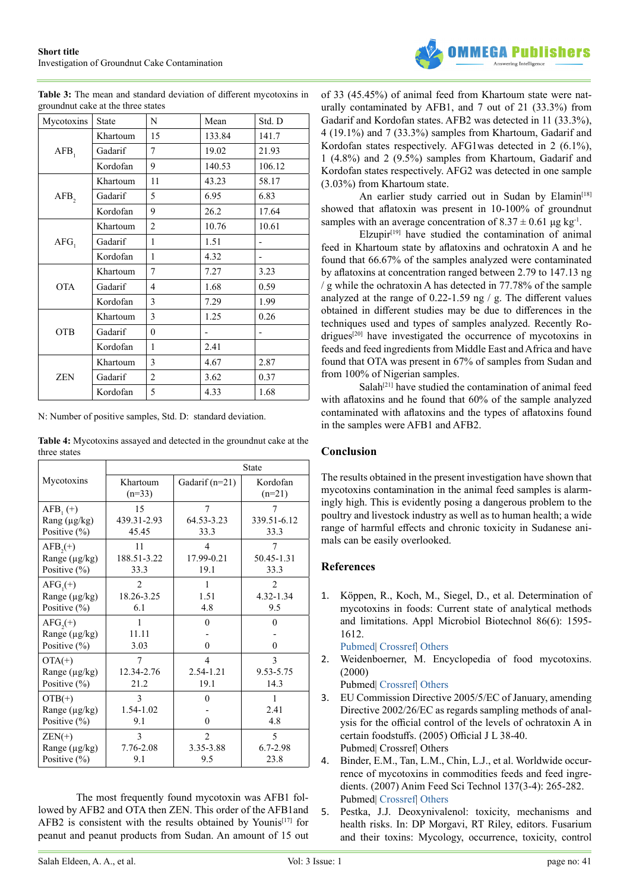**Table 3:** The mean and standard deviation of different mycotoxins in groundnut cake at the three states

| Mycotoxins | State | N | Mean | Std. D |
|---|---|---|---|---|
| $AFB_1$ | Khartoum | 15 | 133.84 | 141.7 |
| | Gadarif | 7 | 19.02 | 21.93 |
| | Kordofan | 9 | 140.53 | 106.12 |
| $AFB_2$ | Khartoum | 11 | 43.23 | 58.17 |
| | Gadarif | 5 | 6.95 | 6.83 |
| | Kordofan | 9 | 26.2 | 17.64 |
| $AFG_1$ | Khartoum | 2 | 10.76 | 10.61 |
| | Gadarif | 1 | 1.51 | - |
| | Kordofan | 1 | 4.32 | - |
| OTA | Khartoum | 7 | 7.27 | 3.23 |
| | Gadarif | 4 | 1.68 | 0.59 |
| | Kordofan | 3 | 7.29 | 1.99 |
| OTB | Khartoum | 3 | 1.25 | 0.26 |
| | Gadarif | 0 | - | - |
| | Kordofan | 1 | 2.41 | |
| ZEN | Khartoum | 3 | 4.67 | 2.87 |
| | Gadarif | 2 | 3.62 | 0.37 |
| | Kordofan | 5 | 4.33 | 1.68 |

N: Number of positive samples, Std. D: standard deviation.

**Table 4:** Mycotoxins assayed and detected in the groundnut cake at the three states

| Mycotoxins | State | | |
|---|---|---|---|
| | Khartoum (n=33) | Gadarif (n=21) | Kordofan (n=21) |
| $AFB_1$ (+)<br>Rang (µg/kg)<br>Positive (%) | 15<br>439.31-2.93<br>45.45 | 7<br>64.53-3.23<br>33.3 | 7<br>339.51-6.12<br>33.3 |
| $AFB_2$(+)<br>Range (µg/kg)<br>Positive (%) | 11<br>188.51-3.22<br>33.3 | 4<br>17.99-0.21<br>19.1 | 7<br>50.45-1.31<br>33.3 |
| $AFG_1$(+)<br>Range (µg/kg)<br>Positive (%) | 2<br>18.26-3.25<br>6.1 | 1<br>1.51<br>4.8 | 2<br>4.32-1.34<br>9.5 |
| $AFG_2$(+)<br>Range (µg/kg)<br>Positive (%) | 1<br>11.11<br>3.03 | 0<br>-<br>0 | 0<br>-<br>0 |
| OTA(+)<br>Range (µg/kg)<br>Positive (%) | 7<br>12.34-2.76<br>21.2 | 4<br>2.54-1.21<br>19.1 | 3<br>9.53-5.75<br>14.3 |
| OTB(+)<br>Range (µg/kg)<br>Positive (%) | 3<br>1.54-1.02<br>9.1 | 0<br>-<br>0 | 1<br>2.41<br>4.8 |
| ZEN(+)<br>Range (µg/kg)<br>Positive (%) | 3<br>7.76-2.08<br>9.1 | 2<br>3.35-3.88<br>9.5 | 5<br>6.7-2.98<br>23.8 |

The most frequently found mycotoxin was AFB1 followed by AFB2 and OTA then ZEN. This order of the AFB1and AFB2 is consistent with the results obtained by Younis[17] for peanut and peanut products from Sudan. An amount of 15 out of 33 (45.45%) of animal feed from Khartoum state were naturally contaminated by AFB1, and 7 out of 21 (33.3%) from Gadarif and Kordofan states. AFB2 was detected in 11 (33.3%), 4 (19.1%) and 7 (33.3%) samples from Khartoum, Gadarif and Kordofan states respectively. AFG1was detected in 2 (6.1%), 1 (4.8%) and 2 (9.5%) samples from Khartoum, Gadarif and Kordofan states respectively. AFG2 was detected in one sample (3.03%) from Khartoum state.

An earlier study carried out in Sudan by Elamin[18] showed that aflatoxin was present in 10-100% of groundnut samples with an average concentration of $8.37 \pm 0.61$ µg $kg^{-1}$.

Elzupir[19] have studied the contamination of animal feed in Khartoum state by aflatoxins and ochratoxin A and he found that 66.67% of the samples analyzed were contaminated by aflatoxins at concentration ranged between 2.79 to 147.13 ng / g while the ochratoxin A has detected in 77.78% of the sample analyzed at the range of 0.22-1.59 ng / g. The different values obtained in different studies may be due to differences in the techniques used and types of samples analyzed. Recently Rodrigues[20] have investigated the occurrence of mycotoxins in feeds and feed ingredients from Middle East and Africa and have found that OTA was present in 67% of samples from Sudan and from 100% of Nigerian samples.

Salah[21] have studied the contamination of animal feed with aflatoxins and he found that 60% of the sample analyzed contaminated with aflatoxins and the types of aflatoxins found in the samples were AFB1 and AFB2.

## Conclusion

The results obtained in the present investigation have shown that mycotoxins contamination in the animal feed samples is alarmingly high. This is evidently posing a dangerous problem to the poultry and livestock industry as well as to human health; a wide range of harmful effects and chronic toxicity in Sudanese animals can be easily overlooked.

## References

1. Köppen, R., Koch, M., Siegel, D., et al. Determination of mycotoxins in foods: Current state of analytical methods and limitations. Appl Microbiol Biotechnol 86(6): 1595-1612.
   Pubmed| Crossref| Others
2. Weidenboerner, M. Encyclopedia of food mycotoxins. (2000)
   Pubmed| Crossref| Others
3. EU Commission Directive 2005/5/EC of January, amending Directive 2002/26/EC as regards sampling methods of analysis for the official control of the levels of ochratoxin A in certain foodstuffs. (2005) Official J L 38-40.
   Pubmed| Crossref| Others
4. Binder, E.M., Tan, L.M., Chin, L.J., et al. Worldwide occurrence of mycotoxins in commodities feeds and feed ingredients. (2007) Anim Feed Sci Technol 137(3-4): 265-282.
   Pubmed| Crossref| Others
5. Pestka, J.J. Deoxynivalenol: toxicity, mechanisms and health risks. In: DP Morgavi, RT Riley, editors. Fusarium and their toxins: Mycology, occurrence, toxicity, control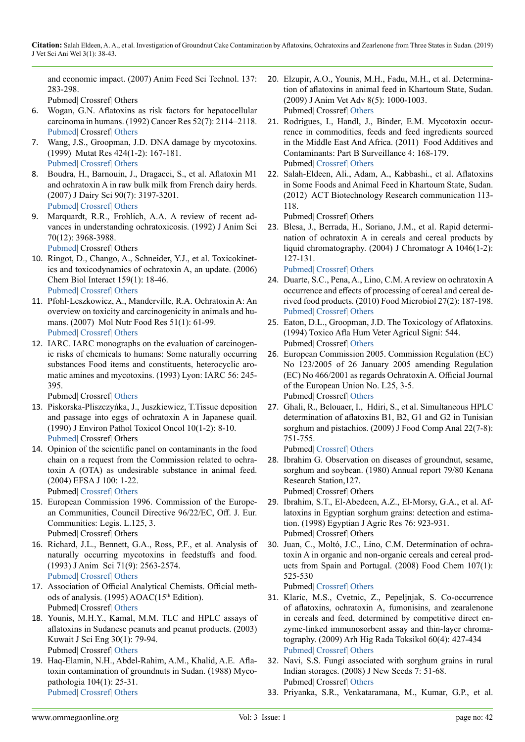and economic impact. (2007) Anim Feed Sci Technol. 137: 283-298.
Pubmed| Crossref| Others

6. Wogan, G.N. Aflatoxins as risk factors for hepatocellular carcinoma in humans. (1992) Cancer Res 52(7): 2114–2118.
Pubmed| Crossref| Others
7. Wang, J.S., Groopman, J.D. DNA damage by mycotoxins. (1999) Mutat Res 424(1-2): 167-181.
Pubmed| Crossref| Others
8. Boudra, H., Barnouin, J., Dragacci, S., et al. Aflatoxin M1 and ochratoxin A in raw bulk milk from French dairy herds. (2007) J Dairy Sci 90(7): 3197-3201.
Pubmed| Crossref| Others
9. Marquardt, R.R., Frohlich, A.A. A review of recent advances in understanding ochratoxicosis. (1992) J Anim Sci 70(12): 3968-3988.
Pubmed| Crossref| Others
10. Ringot, D., Chango, A., Schneider, Y.J., et al. Toxicokinetics and toxicodynamics of ochratoxin A, an update. (2006) Chem Biol Interact 159(1): 18-46.
Pubmed| Crossref| Others
11. Pfohl-Leszkowicz, A., Manderville, R.A. Ochratoxin A: An overview on toxicity and carcinogenicity in animals and humans. (2007) Mol Nutr Food Res 51(1): 61-99.
Pubmed| Crossref| Others
12. IARC. IARC monographs on the evaluation of carcinogenic risks of chemicals to humans: Some naturally occurring substances Food items and constituents, heterocyclic aromatic amines and mycotoxins. (1993) Lyon: IARC 56: 245-395.
Pubmed| Crossref| Others
13. Piskorska-Pliszczyńka, J., Juszkiewicz, T.Tissue deposition and passage into eggs of ochratoxin A in Japanese quail. (1990) J Environ Pathol Toxicol Oncol 10(1-2): 8-10.
Pubmed| Crossref| Others
14. Opinion of the scientific panel on contaminants in the food chain on a request from the Commission related to ochratoxin A (OTA) as undesirable substance in animal feed. (2004) EFSA J 100: 1-22.
Pubmed| Crossref| Others
15. European Commission 1996. Commission of the European Communities, Council Directive 96/22/EC, Off. J. Eur. Communities: Legis. L.125, 3.
Pubmed| Crossref| Others
16. Richard, J.L., Bennett, G.A., Ross, P.F., et al. Analysis of naturally occurring mycotoxins in feedstuffs and food. (1993) J Anim Sci 71(9): 2563-2574.
Pubmed| Crossref| Others
17. Association of Official Analytical Chemists. Official methods of analysis. (1995) AOAC(15th Edition).
Pubmed| Crossref| Others
18. Younis, M.H.Y., Kamal, M.M. TLC and HPLC assays of aflatoxins in Sudanese peanuts and peanut products. (2003) Kuwait J Sci Eng 30(1): 79-94.
Pubmed| Crossref| Others
19. Haq-Elamin, N.H., Abdel-Rahim, A.M., Khalid, A.E. Aflatoxin contamination of groundnuts in Sudan. (1988) Mycopathologia 104(1): 25-31.
Pubmed| Crossref| Others
20. Elzupir, A.O., Younis, M.H., Fadu, M.H., et al. Determination of aflatoxins in animal feed in Khartoum State, Sudan. (2009) J Anim Vet Adv 8(5): 1000-1003.
Pubmed| Crossref| Others
21. Rodrigues, I., Handl, J., Binder, E.M. Mycotoxin occurrence in commodities, feeds and feed ingredients sourced in the Middle East And Africa. (2011) Food Additives and Contaminants: Part B Surveillance 4: 168-179.
Pubmed| Crossref| Others
22. Salah-Eldeen, Ali., Adam, A., Kabbashi., et al. Aflatoxins in Some Foods and Animal Feed in Khartoum State, Sudan. (2012) ACT Biotechnology Research communication 113-118.
Pubmed| Crossref| Others
23. Blesa, J., Berrada, H., Soriano, J.M., et al. Rapid determination of ochratoxin A in cereals and cereal products by liquid chromatography. (2004) J Chromatogr A 1046(1-2): 127-131.
Pubmed| Crossref| Others
24. Duarte, S.C., Pena, A., Lino, C.M. A review on ochratoxin A occurrence and effects of processing of cereal and cereal derived food products. (2010) Food Microbiol 27(2): 187-198.
Pubmed| Crossref| Others
25. Eaton, D.L., Groopman, J.D. The Toxicology of Aflatoxins. (1994) Toxico Afla Hum Veter Agricul Signi: 544.
Pubmed| Crossref| Others
26. European Commission 2005. Commission Regulation (EC) No 123/2005 of 26 January 2005 amending Regulation (EC) No 466/2001 as regards Ochratoxin A. Official Journal of the European Union No. L25, 3-5.
Pubmed| Crossref| Others
27. Ghali, R., Belouaer, I., Hdiri, S., et al. Simultaneous HPLC determination of aflatoxins B1, B2, G1 and G2 in Tunisian sorghum and pistachios. (2009) J Food Comp Anal 22(7-8): 751-755.
Pubmed| Crossref| Others
28. Ibrahim G. Observation on diseases of groundnut, sesame, sorghum and soybean. (1980) Annual report 79/80 Kenana Research Station,127.
Pubmed| Crossref| Others
29. Ibrahim, S.T., El-Abedeen, A.Z., El-Morsy, G.A., et al. Aflatoxins in Egyptian sorghum grains: detection and estimation. (1998) Egyptian J Agric Res 76: 923-931.
Pubmed| Crossref| Others
30. Juan, C., Moltó, J.C., Lino, C.M. Determination of ochratoxin A in organic and non-organic cereals and cereal products from Spain and Portugal. (2008) Food Chem 107(1): 525-530
Pubmed| Crossref| Others
31. Klaric, M.S., Cvetnic, Z., Pepeljnjak, S. Co-occurrence of aflatoxins, ochratoxin A, fumonisins, and zearalenone in cereals and feed, determined by competitive direct enzyme-linked immunosorbent assay and thin-layer chromatography. (2009) Arh Hig Rada Toksikol 60(4): 427-434
Pubmed| Crossref| Others
32. Navi, S.S. Fungi associated with sorghum grains in rural Indian storages. (2008) J New Seeds 7: 51-68.
Pubmed| Crossref| Others
33. Priyanka, S.R., Venkataramana, M., Kumar, G.P., et al.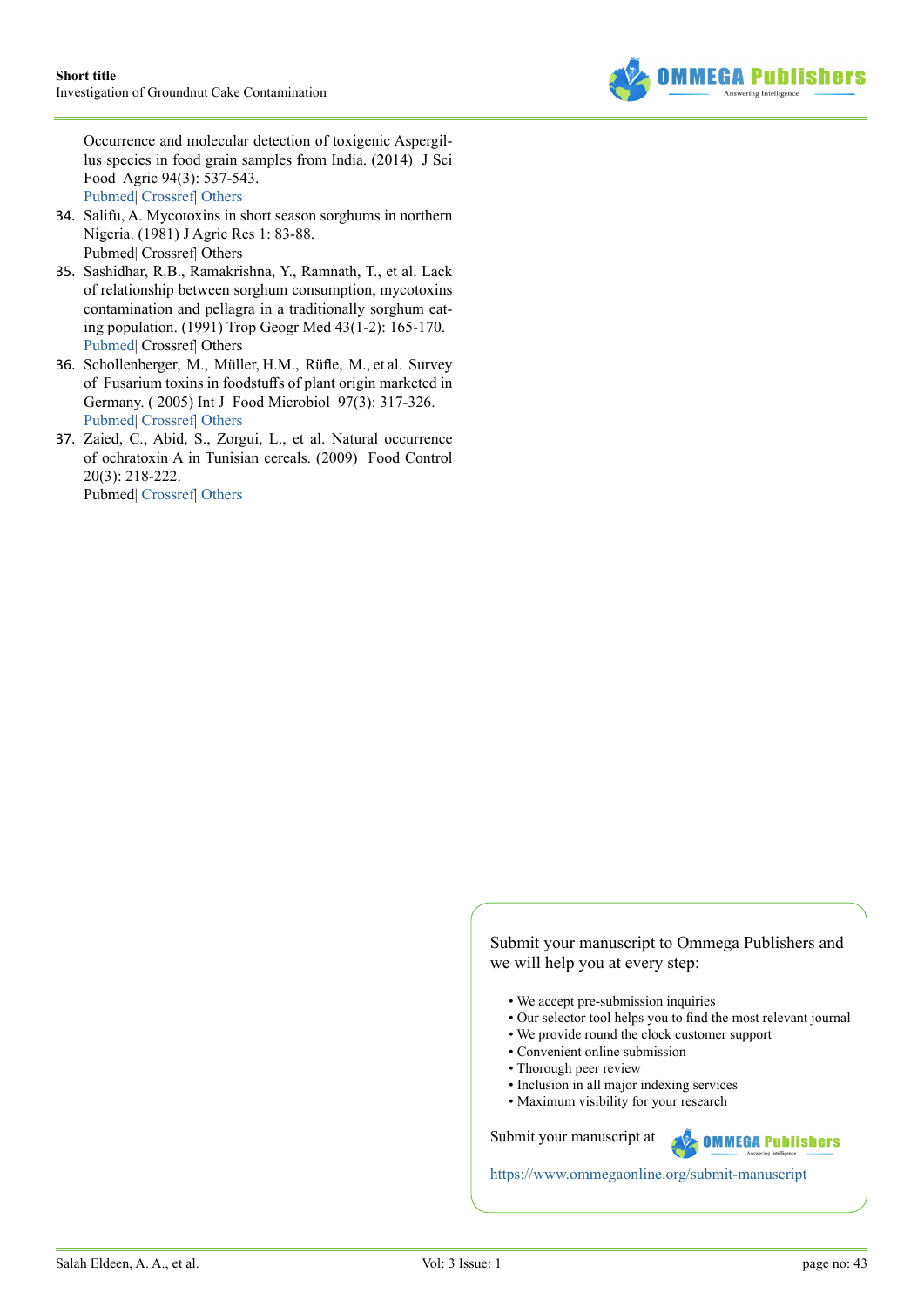Occurrence and molecular detection of toxigenic Aspergillus species in food grain samples from India. (2014) J Sci Food Agric 94(3): 537-543.
Pubmed| Crossref| Others

34. Salifu, A. Mycotoxins in short season sorghums in northern Nigeria. (1981) J Agric Res 1: 83-88.
Pubmed| Crossref| Others
35. Sashidhar, R.B., Ramakrishna, Y., Ramnath, T., et al. Lack of relationship between sorghum consumption, mycotoxins contamination and pellagra in a traditionally sorghum eating population. (1991) Trop Geogr Med 43(1-2): 165-170.
Pubmed| Crossref| Others
36. Schollenberger, M., Müller, H.M., Rüfle, M., et al. Survey of Fusarium toxins in foodstuffs of plant origin marketed in Germany. ( 2005) Int J Food Microbiol 97(3): 317-326.
Pubmed| Crossref| Others
37. Zaied, C., Abid, S., Zorgui, L., et al. Natural occurrence of ochratoxin A in Tunisian cereals. (2009) Food Control 20(3): 218-222.
Pubmed| Crossref| Others

Submit your manuscript to Ommega Publishers and we will help you at every step:

- We accept pre-submission inquiries
- Our selector tool helps you to find the most relevant journal
- We provide round the clock customer support
- Convenient online submission
- Thorough peer review
- Inclusion in all major indexing services
- Maximum visibility for your research

Submit your manuscript at OMMEGA Publishers

https://www.ommegaonline.org/submit-manuscript